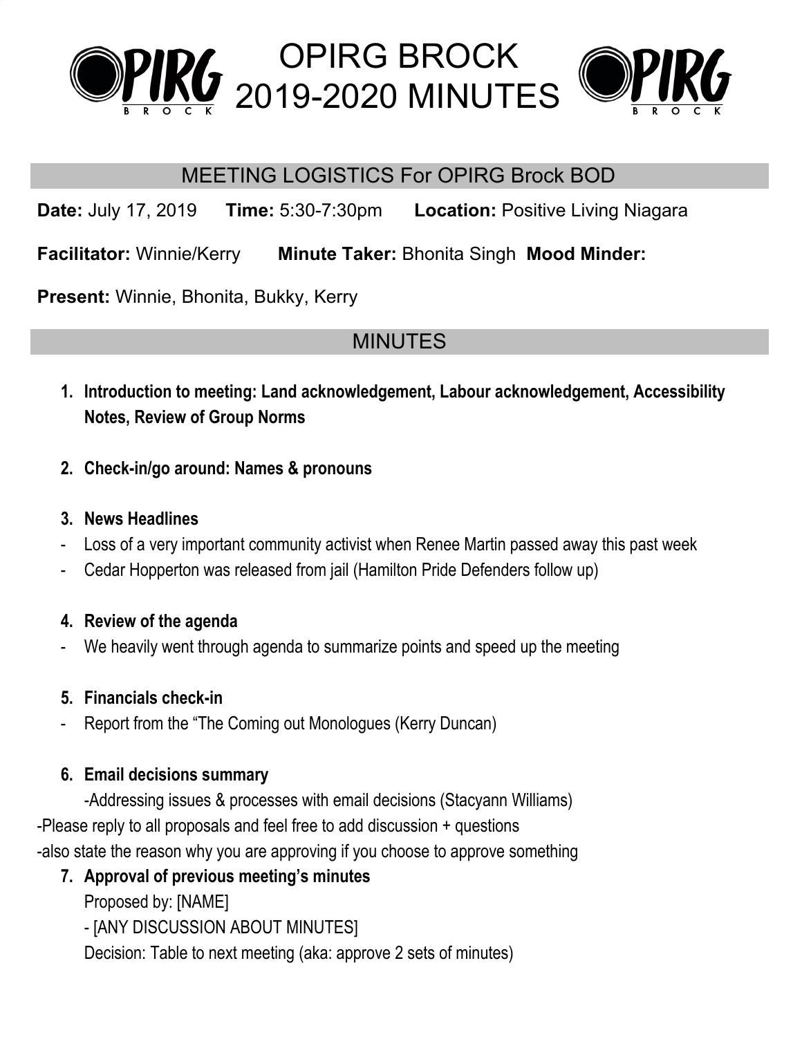# OPIRG BROCK 2019-2020 MINUTES

## MEETING LOGISTICS For OPIRG Brock BOD

**Date:** July 17, 2019 **Time:** 5:30-7:30pm **Location:** Positive Living Niagara

**Facilitator:** Winnie/Kerry **Minute Taker:** Bhonita Singh **Mood Minder:**

**Present:** Winnie, Bhonita, Bukky, Kerry

## MINUTES

1. **Introduction to meeting: Land acknowledgement, Labour acknowledgement, Accessibility Notes, Review of Group Norms**

2. **Check-in/go around: Names & pronouns**

3. **News Headlines**

- Loss of a very important community activist when Renee Martin passed away this past week
- Cedar Hopperton was released from jail (Hamilton Pride Defenders follow up)

4. **Review of the agenda**

- We heavily went through agenda to summarize points and speed up the meeting

5. **Financials check-in**

- Report from the "The Coming out Monologues (Kerry Duncan)

6. **Email decisions summary**

-Addressing issues & processes with email decisions (Stacyann Williams)

-Please reply to all proposals and feel free to add discussion + questions

-also state the reason why you are approving if you choose to approve something

7. **Approval of previous meeting's minutes**

Proposed by: [NAME]

- [ANY DISCUSSION ABOUT MINUTES]

Decision: Table to next meeting (aka: approve 2 sets of minutes)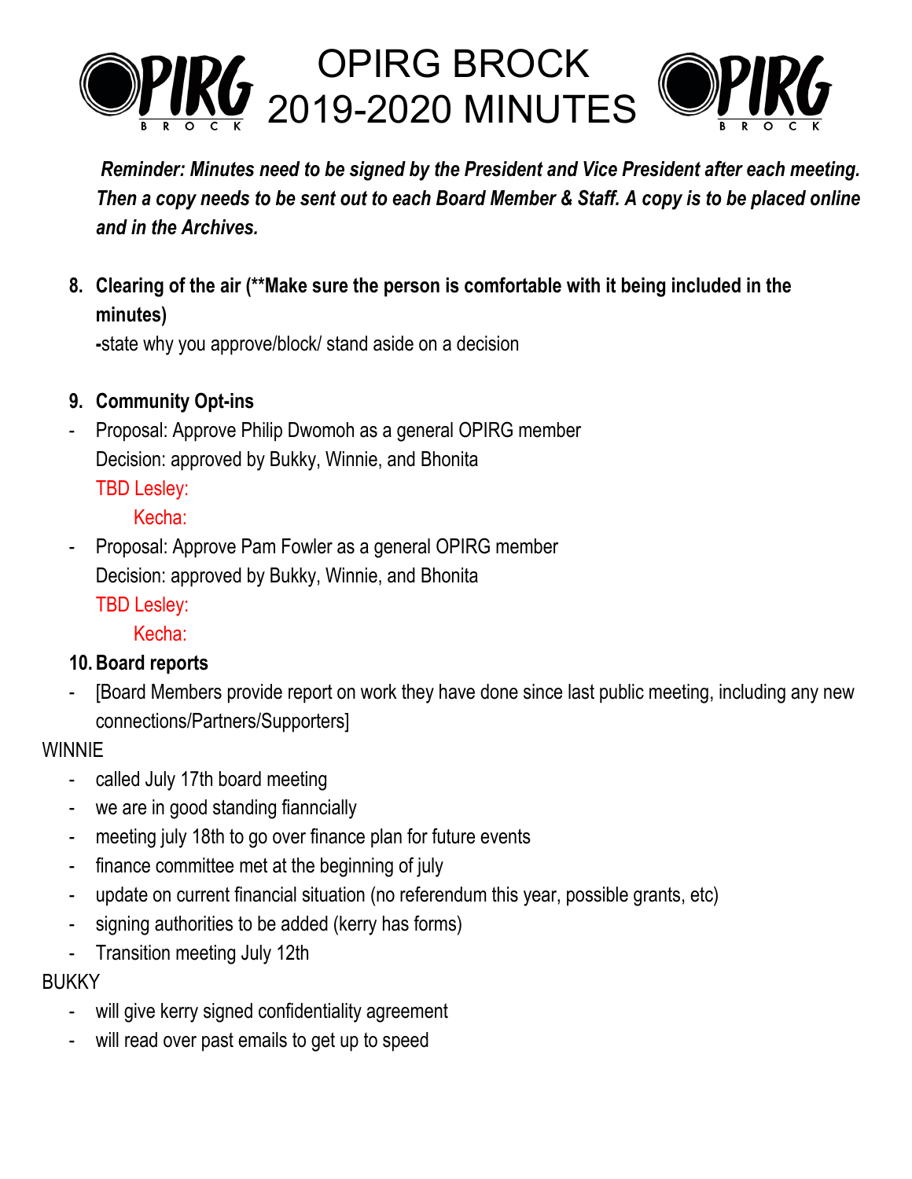# OPIRG BROCK 2019-2020 MINUTES

***Reminder: Minutes need to be signed by the President and Vice President after each meeting. Then a copy needs to be sent out to each Board Member & Staff. A copy is to be placed online and in the Archives.***

8. **Clearing of the air (**Make sure the person is comfortable with it being included in the minutes)**

   **-**state why you approve/block/ stand aside on a decision

9. **Community Opt-ins**

- Proposal: Approve Philip Dwomoh as a general OPIRG member
  Decision: approved by Bukky, Winnie, and Bhonita
  TBD Lesley:
  Kecha:
- Proposal: Approve Pam Fowler as a general OPIRG member
  Decision: approved by Bukky, Winnie, and Bhonita
  TBD Lesley:
  Kecha:

10. **Board reports**

- [Board Members provide report on work they have done since last public meeting, including any new connections/Partners/Supporters]

WINNIE

- called July 17th board meeting
- we are in good standing fianncially
- meeting july 18th to go over finance plan for future events
- finance committee met at the beginning of july
- update on current financial situation (no referendum this year, possible grants, etc)
- signing authorities to be added (kerry has forms)
- Transition meeting July 12th

BUKKY

- will give kerry signed confidentiality agreement
- will read over past emails to get up to speed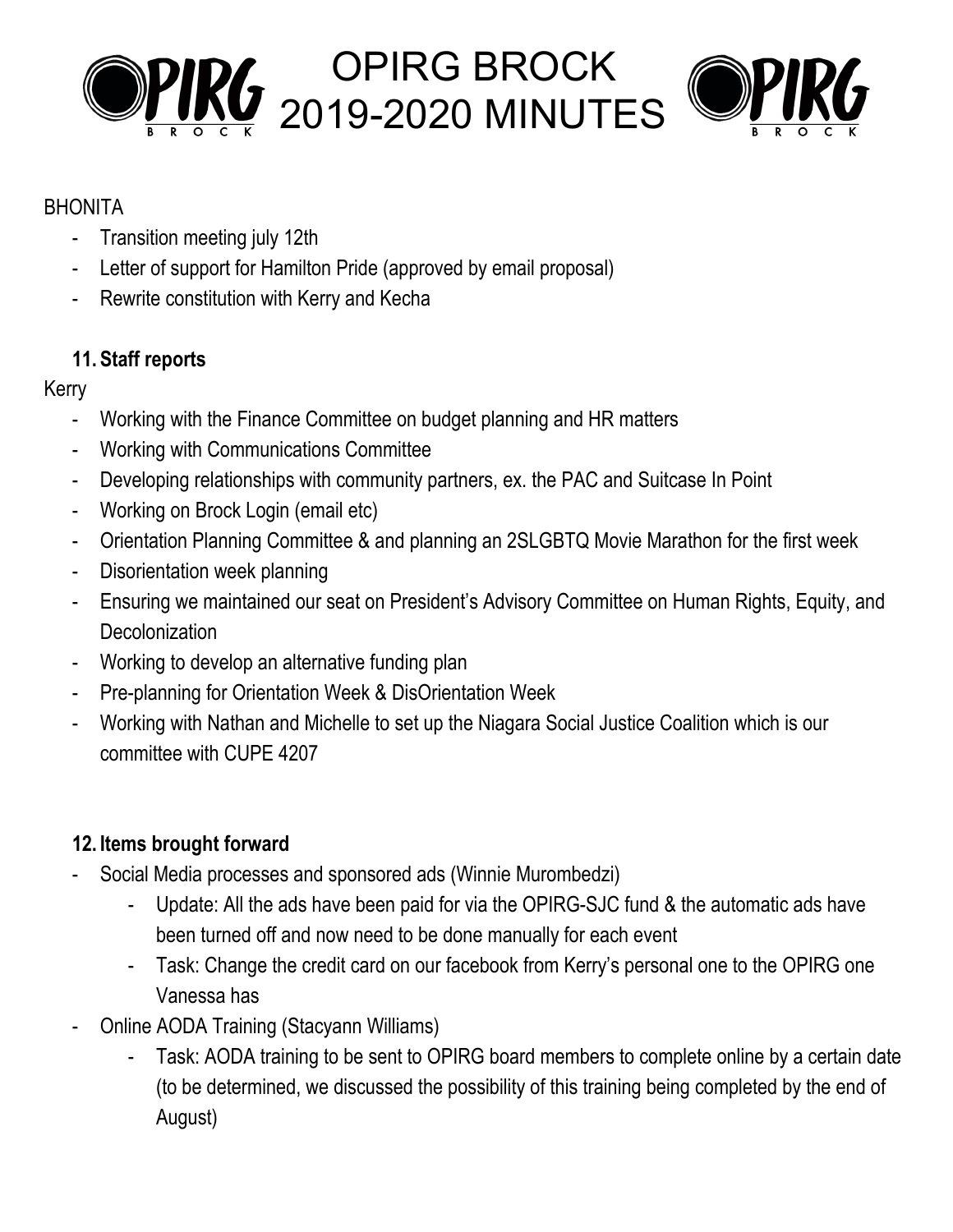BHONITA

- Transition meeting july 12th
- Letter of support for Hamilton Pride (approved by email proposal)
- Rewrite constitution with Kerry and Kecha

## 11. Staff reports

Kerry

- Working with the Finance Committee on budget planning and HR matters
- Working with Communications Committee
- Developing relationships with community partners, ex. the PAC and Suitcase In Point
- Working on Brock Login (email etc)
- Orientation Planning Committee & and planning an 2SLGBTQ Movie Marathon for the first week
- Disorientation week planning
- Ensuring we maintained our seat on President's Advisory Committee on Human Rights, Equity, and Decolonization
- Working to develop an alternative funding plan
- Pre-planning for Orientation Week & DisOrientation Week
- Working with Nathan and Michelle to set up the Niagara Social Justice Coalition which is our committee with CUPE 4207

## 12. Items brought forward

- Social Media processes and sponsored ads (Winnie Murombedzi)
    - Update: All the ads have been paid for via the OPIRG-SJC fund & the automatic ads have been turned off and now need to be done manually for each event
    - Task: Change the credit card on our facebook from Kerry's personal one to the OPIRG one Vanessa has
- Online AODA Training (Stacyann Williams)
    - Task: AODA training to be sent to OPIRG board members to complete online by a certain date (to be determined, we discussed the possibility of this training being completed by the end of August)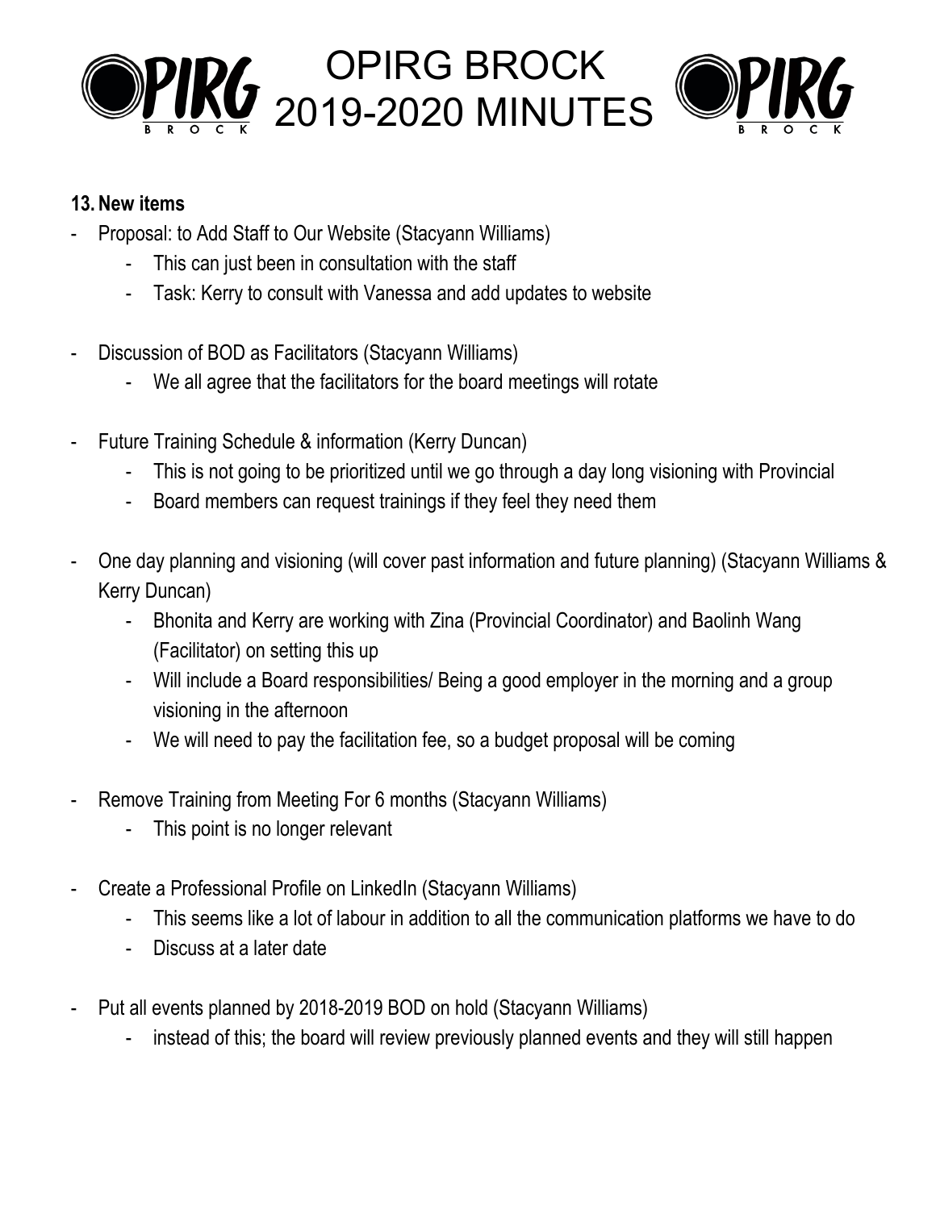**13. New items**

- Proposal: to Add Staff to Our Website (Stacyann Williams)
  - This can just been in consultation with the staff
  - Task: Kerry to consult with Vanessa and add updates to website

- Discussion of BOD as Facilitators (Stacyann Williams)
  - We all agree that the facilitators for the board meetings will rotate

- Future Training Schedule & information (Kerry Duncan)
  - This is not going to be prioritized until we go through a day long visioning with Provincial
  - Board members can request trainings if they feel they need them

- One day planning and visioning (will cover past information and future planning) (Stacyann Williams & Kerry Duncan)
  - Bhonita and Kerry are working with Zina (Provincial Coordinator) and Baolinh Wang (Facilitator) on setting this up
  - Will include a Board responsibilities/ Being a good employer in the morning and a group visioning in the afternoon
  - We will need to pay the facilitation fee, so a budget proposal will be coming

- Remove Training from Meeting For 6 months (Stacyann Williams)
  - This point is no longer relevant

- Create a Professional Profile on LinkedIn (Stacyann Williams)
  - This seems like a lot of labour in addition to all the communication platforms we have to do
  - Discuss at a later date

- Put all events planned by 2018-2019 BOD on hold (Stacyann Williams)
  - instead of this; the board will review previously planned events and they will still happen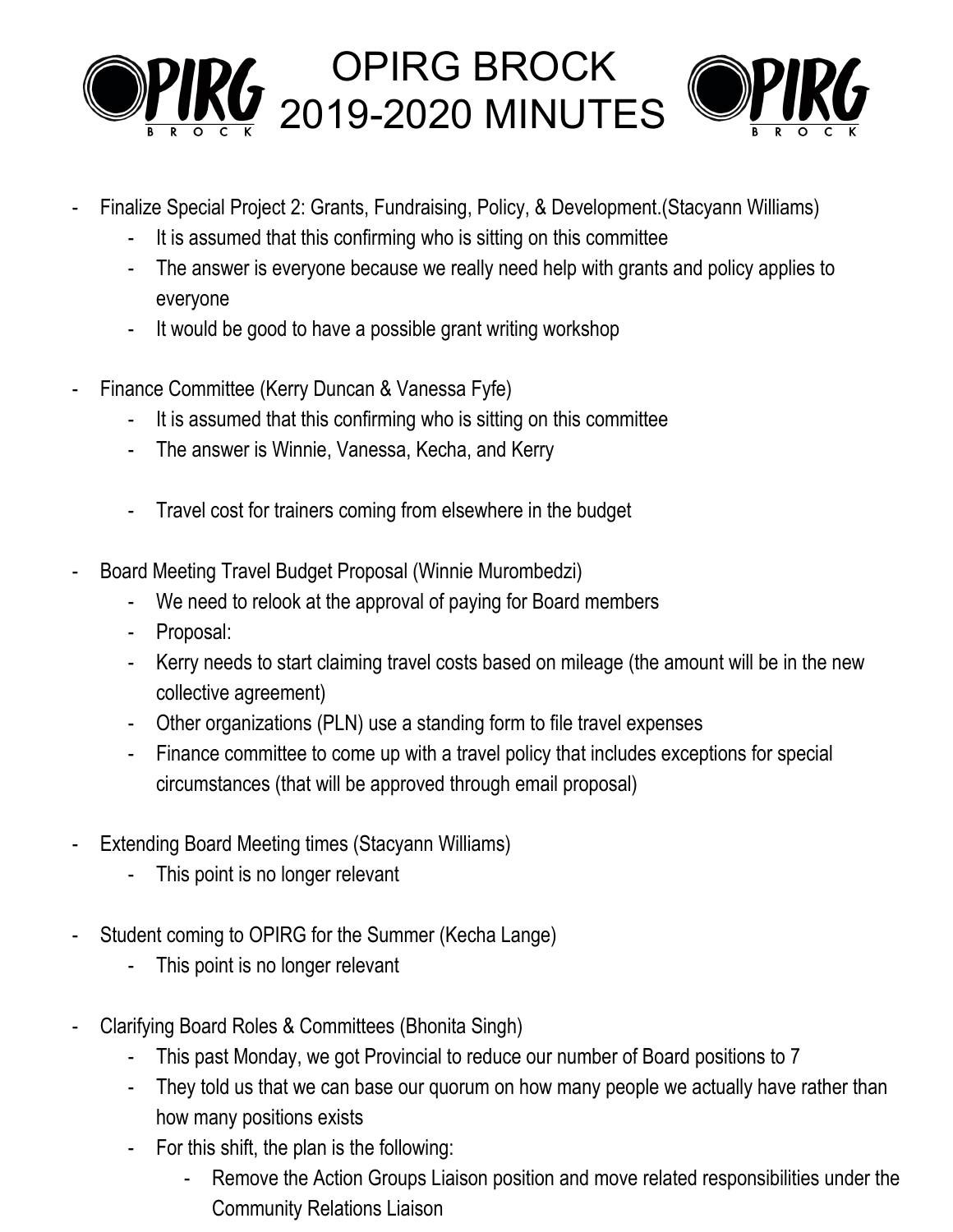- Finalize Special Project 2: Grants, Fundraising, Policy, & Development.(Stacyann Williams)
    - It is assumed that this confirming who is sitting on this committee
    - The answer is everyone because we really need help with grants and policy applies to everyone
    - It would be good to have a possible grant writing workshop

- Finance Committee (Kerry Duncan & Vanessa Fyfe)
    - It is assumed that this confirming who is sitting on this committee
    - The answer is Winnie, Vanessa, Kecha, and Kerry

    - Travel cost for trainers coming from elsewhere in the budget

- Board Meeting Travel Budget Proposal (Winnie Murombedzi)
    - We need to relook at the approval of paying for Board members
    - Proposal:
    - Kerry needs to start claiming travel costs based on mileage (the amount will be in the new collective agreement)
    - Other organizations (PLN) use a standing form to file travel expenses
    - Finance committee to come up with a travel policy that includes exceptions for special circumstances (that will be approved through email proposal)

- Extending Board Meeting times (Stacyann Williams)
    - This point is no longer relevant

- Student coming to OPIRG for the Summer (Kecha Lange)
    - This point is no longer relevant

- Clarifying Board Roles & Committees (Bhonita Singh)
    - This past Monday, we got Provincial to reduce our number of Board positions to 7
    - They told us that we can base our quorum on how many people we actually have rather than how many positions exists
    - For this shift, the plan is the following:
        - Remove the Action Groups Liaison position and move related responsibilities under the Community Relations Liaison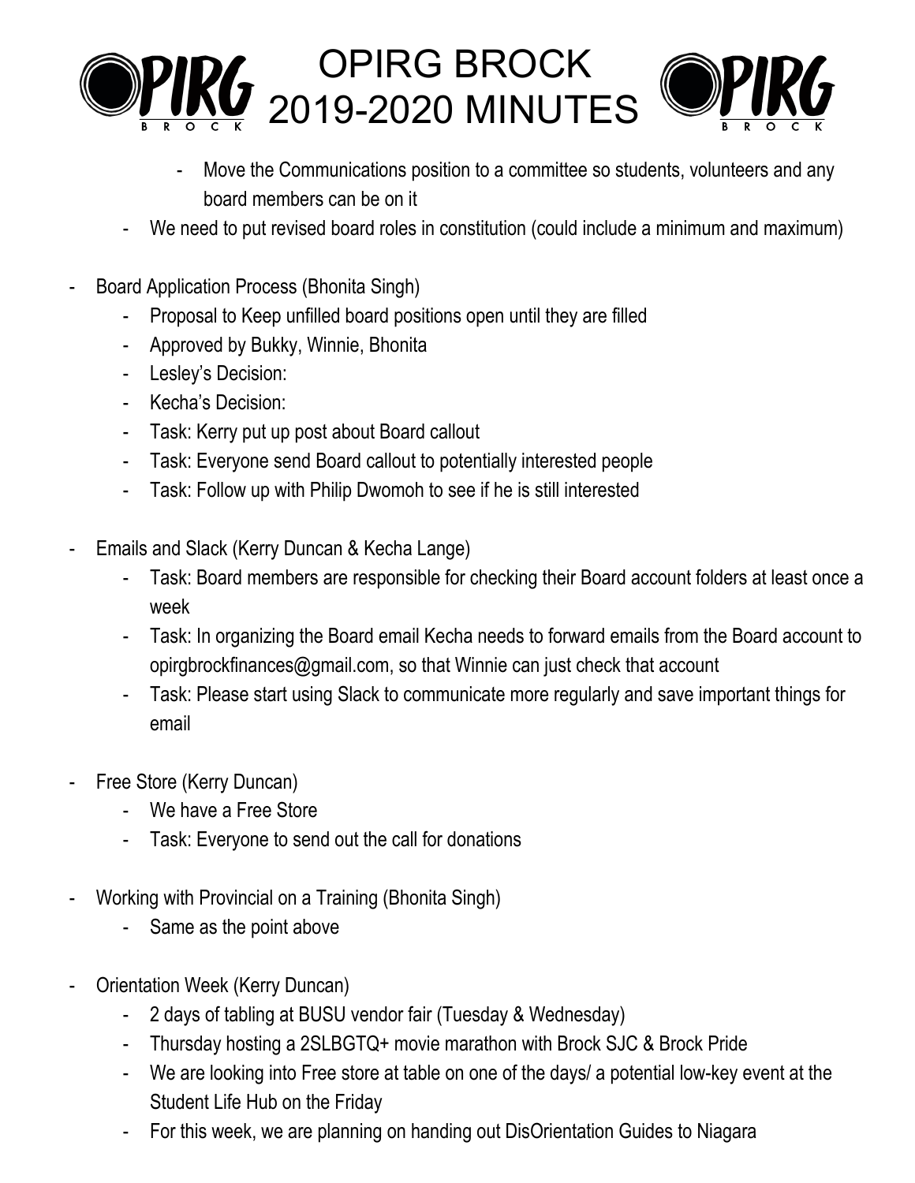- Move the Communications position to a committee so students, volunteers and any board members can be on it
- We need to put revised board roles in constitution (could include a minimum and maximum)

- Board Application Process (Bhonita Singh)
  - Proposal to Keep unfilled board positions open until they are filled
  - Approved by Bukky, Winnie, Bhonita
  - Lesley's Decision:
  - Kecha's Decision:
  - Task: Kerry put up post about Board callout
  - Task: Everyone send Board callout to potentially interested people
  - Task: Follow up with Philip Dwomoh to see if he is still interested

- Emails and Slack (Kerry Duncan & Kecha Lange)
  - Task: Board members are responsible for checking their Board account folders at least once a week
  - Task: In organizing the Board email Kecha needs to forward emails from the Board account to opirgbrockfinances@gmail.com, so that Winnie can just check that account
  - Task: Please start using Slack to communicate more regularly and save important things for email

- Free Store (Kerry Duncan)
  - We have a Free Store
  - Task: Everyone to send out the call for donations

- Working with Provincial on a Training (Bhonita Singh)
  - Same as the point above

- Orientation Week (Kerry Duncan)
  - 2 days of tabling at BUSU vendor fair (Tuesday & Wednesday)
  - Thursday hosting a 2SLBGTQ+ movie marathon with Brock SJC & Brock Pride
  - We are looking into Free store at table on one of the days/ a potential low-key event at the Student Life Hub on the Friday
  - For this week, we are planning on handing out DisOrientation Guides to Niagara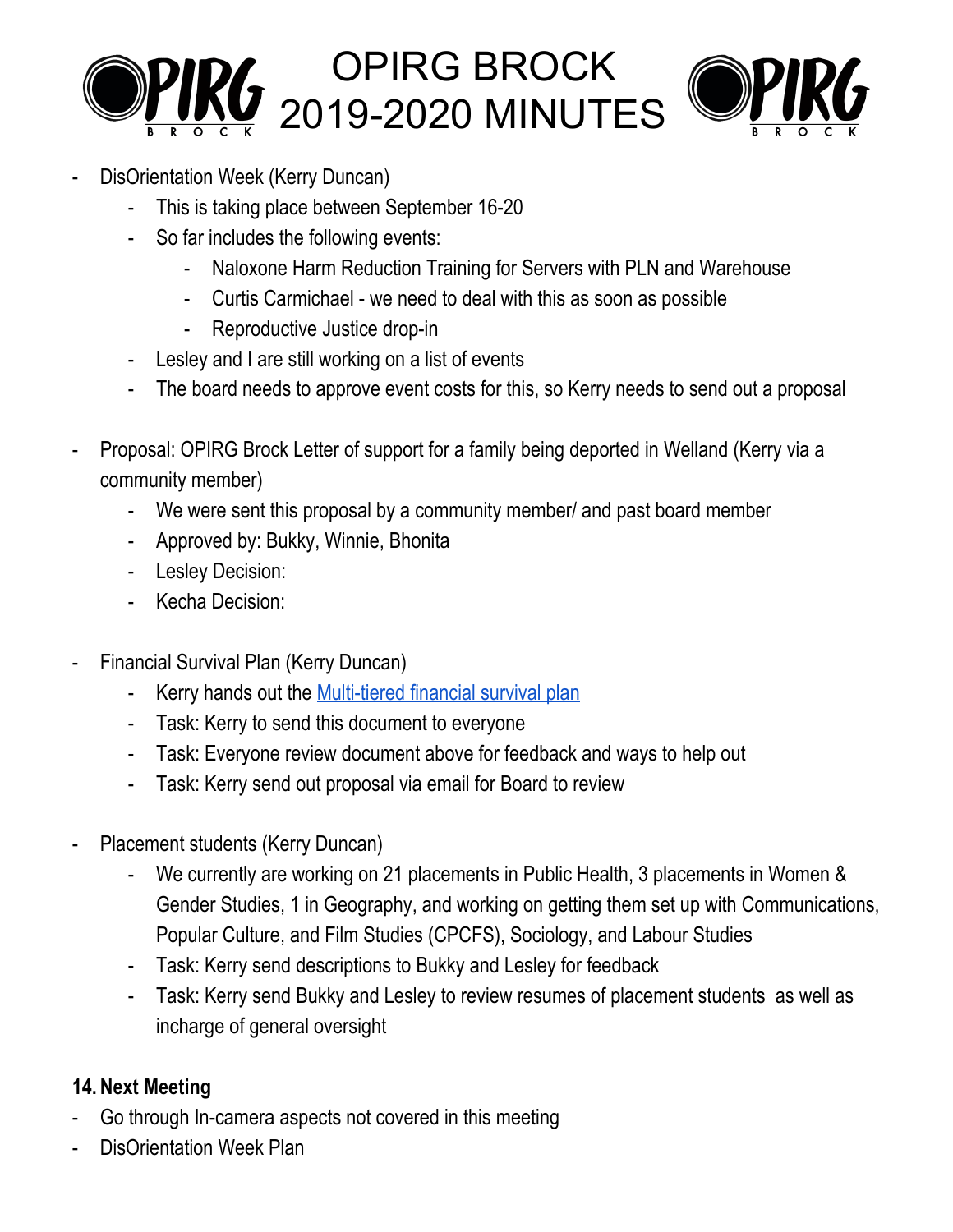- DisOrientation Week (Kerry Duncan)
    - This is taking place between September 16-20
    - So far includes the following events:
        - Naloxone Harm Reduction Training for Servers with PLN and Warehouse
        - Curtis Carmichael - we need to deal with this as soon as possible
        - Reproductive Justice drop-in
    - Lesley and I are still working on a list of events
    - The board needs to approve event costs for this, so Kerry needs to send out a proposal

- Proposal: OPIRG Brock Letter of support for a family being deported in Welland (Kerry via a community member)
    - We were sent this proposal by a community member/ and past board member
    - Approved by: Bukky, Winnie, Bhonita
    - Lesley Decision:
    - Kecha Decision:

- Financial Survival Plan (Kerry Duncan)
    - Kerry hands out the Multi-tiered financial survival plan
    - Task: Kerry to send this document to everyone
    - Task: Everyone review document above for feedback and ways to help out
    - Task: Kerry send out proposal via email for Board to review

- Placement students (Kerry Duncan)
    - We currently are working on 21 placements in Public Health, 3 placements in Women & Gender Studies, 1 in Geography, and working on getting them set up with Communications, Popular Culture, and Film Studies (CPCFS), Sociology, and Labour Studies
    - Task: Kerry send descriptions to Bukky and Lesley for feedback
    - Task: Kerry send Bukky and Lesley to review resumes of placement students as well as incharge of general oversight

**14. Next Meeting**

- Go through In-camera aspects not covered in this meeting
- DisOrientation Week Plan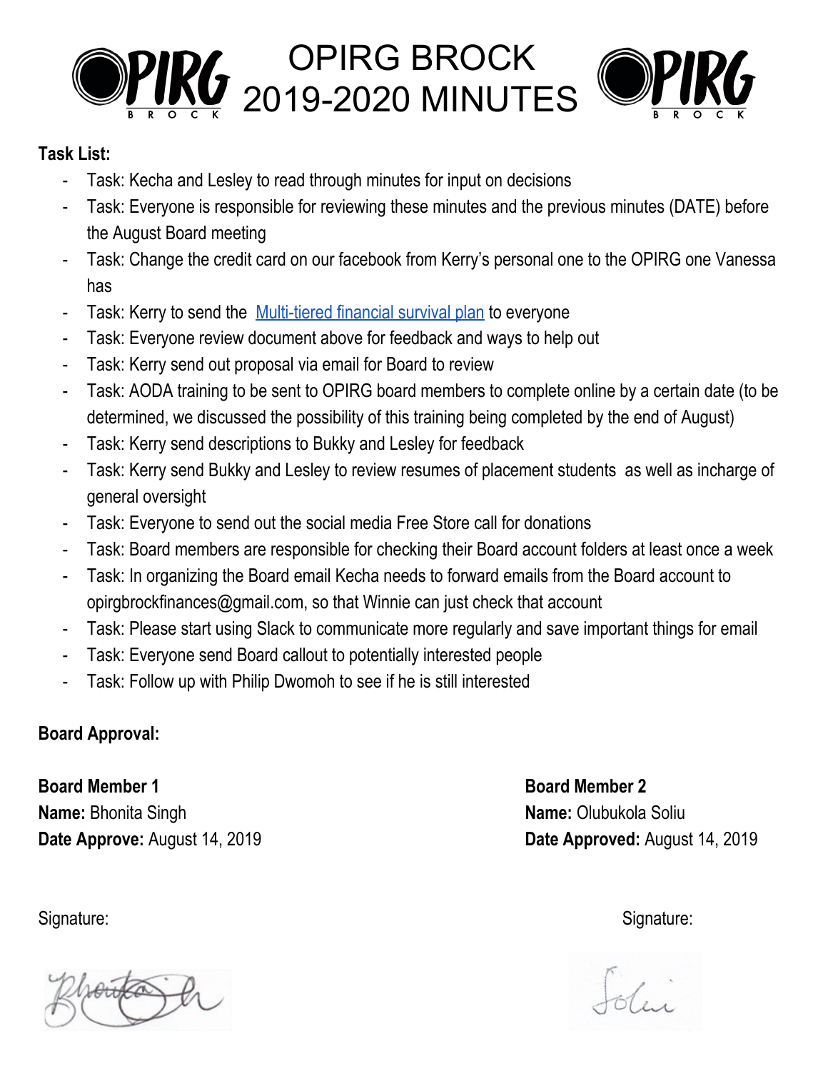# OPIRG BROCK 2019-2020 MINUTES

**Task List:**

- Task: Kecha and Lesley to read through minutes for input on decisions
- Task: Everyone is responsible for reviewing these minutes and the previous minutes (DATE) before the August Board meeting
- Task: Change the credit card on our facebook from Kerry's personal one to the OPIRG one Vanessa has
- Task: Kerry to send the Multi-tiered financial survival plan to everyone
- Task: Everyone review document above for feedback and ways to help out
- Task: Kerry send out proposal via email for Board to review
- Task: AODA training to be sent to OPIRG board members to complete online by a certain date (to be determined, we discussed the possibility of this training being completed by the end of August)
- Task: Kerry send descriptions to Bukky and Lesley for feedback
- Task: Kerry send Bukky and Lesley to review resumes of placement students as well as incharge of general oversight
- Task: Everyone to send out the social media Free Store call for donations
- Task: Board members are responsible for checking their Board account folders at least once a week
- Task: In organizing the Board email Kecha needs to forward emails from the Board account to opirgbrockfinances@gmail.com, so that Winnie can just check that account
- Task: Please start using Slack to communicate more regularly and save important things for email
- Task: Everyone send Board callout to potentially interested people
- Task: Follow up with Philip Dwomoh to see if he is still interested

**Board Approval:**

**Board Member 1**
**Name:** Bhonita Singh
**Date Approve:** August 14, 2019

Signature:

**Board Member 2**
**Name:** Olubukola Soliu
**Date Approved:** August 14, 2019

Signature: